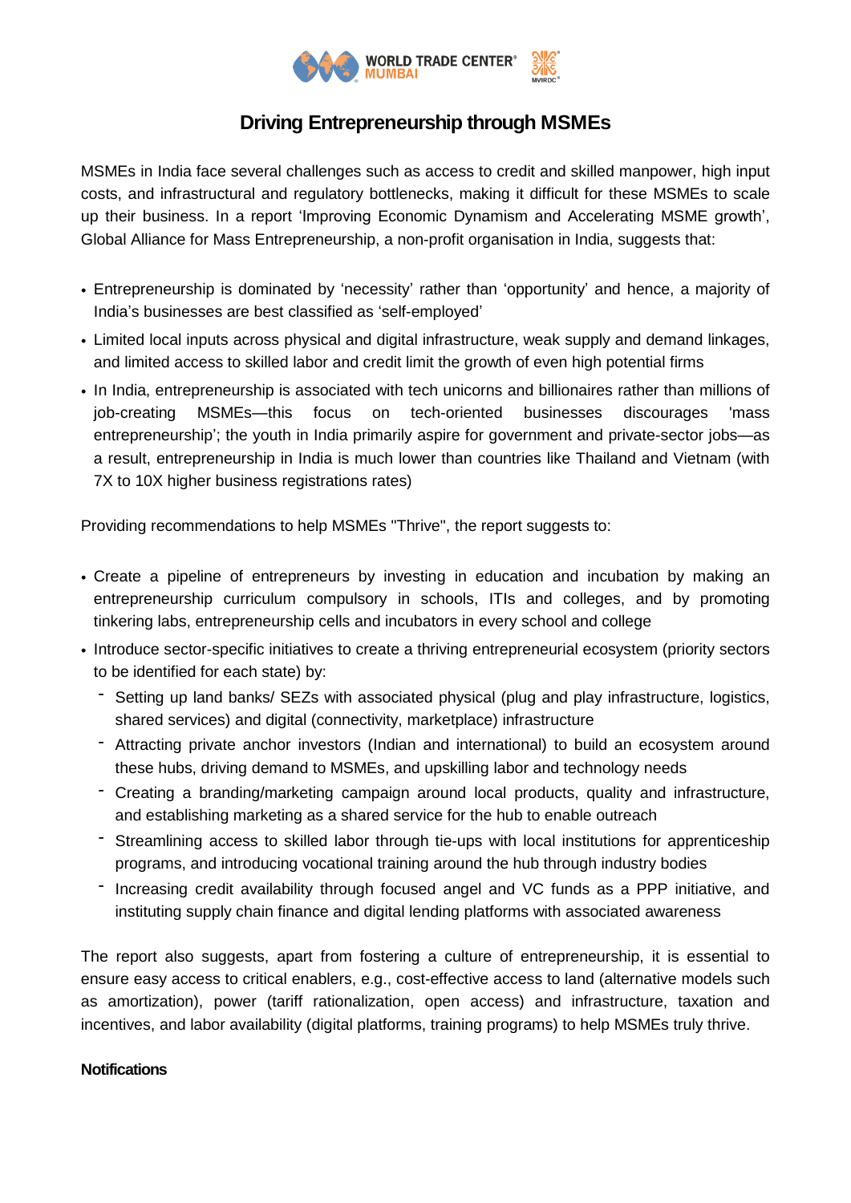# Driving Entrepreneurship through MSMEs

MSMEs in India face several challenges such as access to credit and skilled manpower, high input costs, and infrastructural and regulatory bottlenecks, making it difficult for these MSMEs to scale up their business. In a report 'Improving Economic Dynamism and Accelerating MSME growth', Global Alliance for Mass Entrepreneurship, a non-profit organisation in India, suggests that:

- Entrepreneurship is dominated by 'necessity' rather than 'opportunity' and hence, a majority of India's businesses are best classified as 'self-employed'
- Limited local inputs across physical and digital infrastructure, weak supply and demand linkages, and limited access to skilled labor and credit limit the growth of even high potential firms
- In India, entrepreneurship is associated with tech unicorns and billionaires rather than millions of job-creating MSMEs—this focus on tech-oriented businesses discourages 'mass entrepreneurship'; the youth in India primarily aspire for government and private-sector jobs—as a result, entrepreneurship in India is much lower than countries like Thailand and Vietnam (with 7X to 10X higher business registrations rates)

Providing recommendations to help MSMEs "Thrive", the report suggests to:

- Create a pipeline of entrepreneurs by investing in education and incubation by making an entrepreneurship curriculum compulsory in schools, ITIs and colleges, and by promoting tinkering labs, entrepreneurship cells and incubators in every school and college
- Introduce sector-specific initiatives to create a thriving entrepreneurial ecosystem (priority sectors to be identified for each state) by:
  - Setting up land banks/ SEZs with associated physical (plug and play infrastructure, logistics, shared services) and digital (connectivity, marketplace) infrastructure
  - Attracting private anchor investors (Indian and international) to build an ecosystem around these hubs, driving demand to MSMEs, and upskilling labor and technology needs
  - Creating a branding/marketing campaign around local products, quality and infrastructure, and establishing marketing as a shared service for the hub to enable outreach
  - Streamlining access to skilled labor through tie-ups with local institutions for apprenticeship programs, and introducing vocational training around the hub through industry bodies
  - Increasing credit availability through focused angel and VC funds as a PPP initiative, and instituting supply chain finance and digital lending platforms with associated awareness

The report also suggests, apart from fostering a culture of entrepreneurship, it is essential to ensure easy access to critical enablers, e.g., cost-effective access to land (alternative models such as amortization), power (tariff rationalization, open access) and infrastructure, taxation and incentives, and labor availability (digital platforms, training programs) to help MSMEs truly thrive.

**Notifications**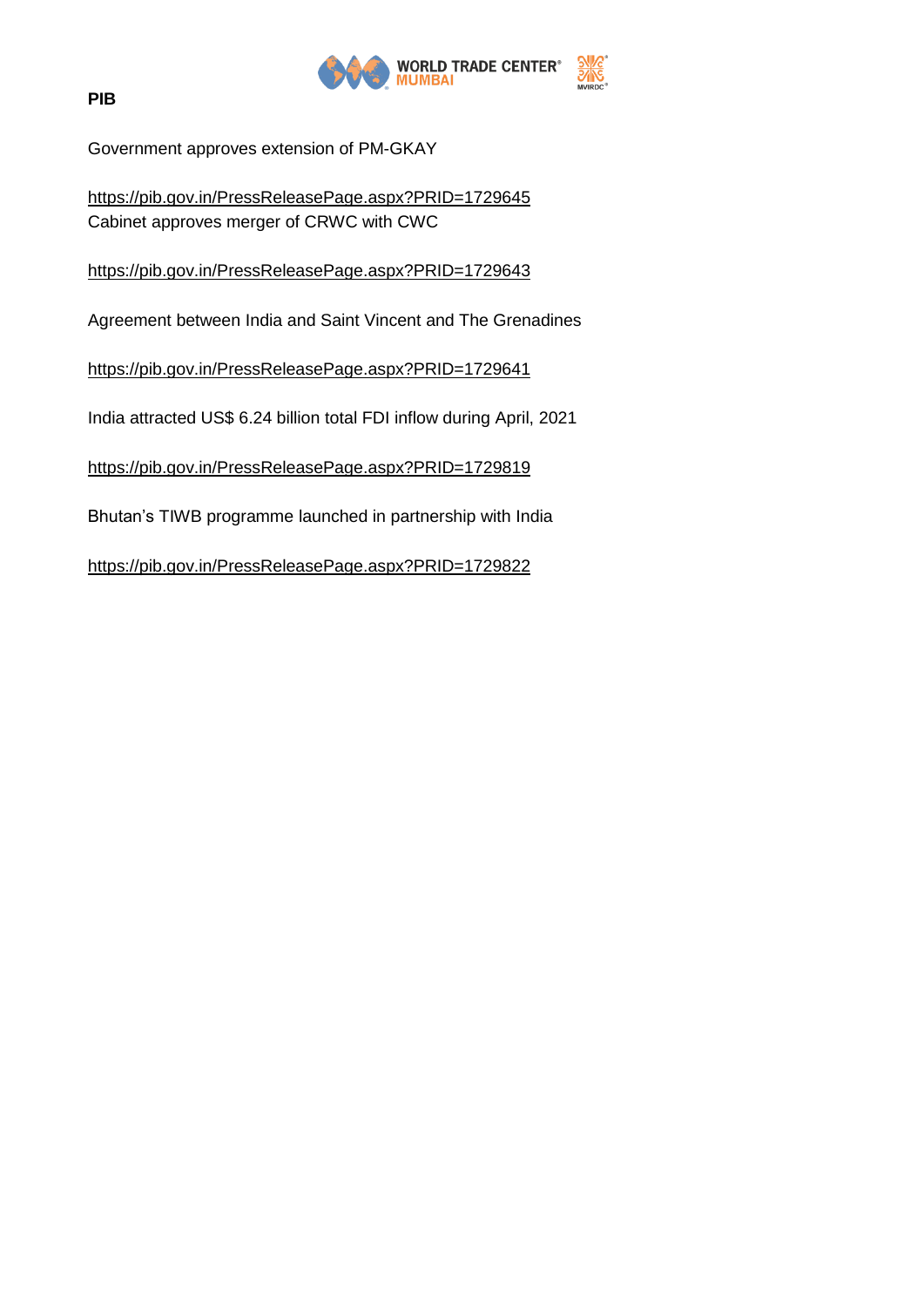**PIB**

Government approves extension of PM-GKAY

https://pib.gov.in/PressReleasePage.aspx?PRID=1729645
Cabinet approves merger of CRWC with CWC

https://pib.gov.in/PressReleasePage.aspx?PRID=1729643

Agreement between India and Saint Vincent and The Grenadines

https://pib.gov.in/PressReleasePage.aspx?PRID=1729641

India attracted US$ 6.24 billion total FDI inflow during April, 2021

https://pib.gov.in/PressReleasePage.aspx?PRID=1729819

Bhutan's TIWB programme launched in partnership with India

https://pib.gov.in/PressReleasePage.aspx?PRID=1729822